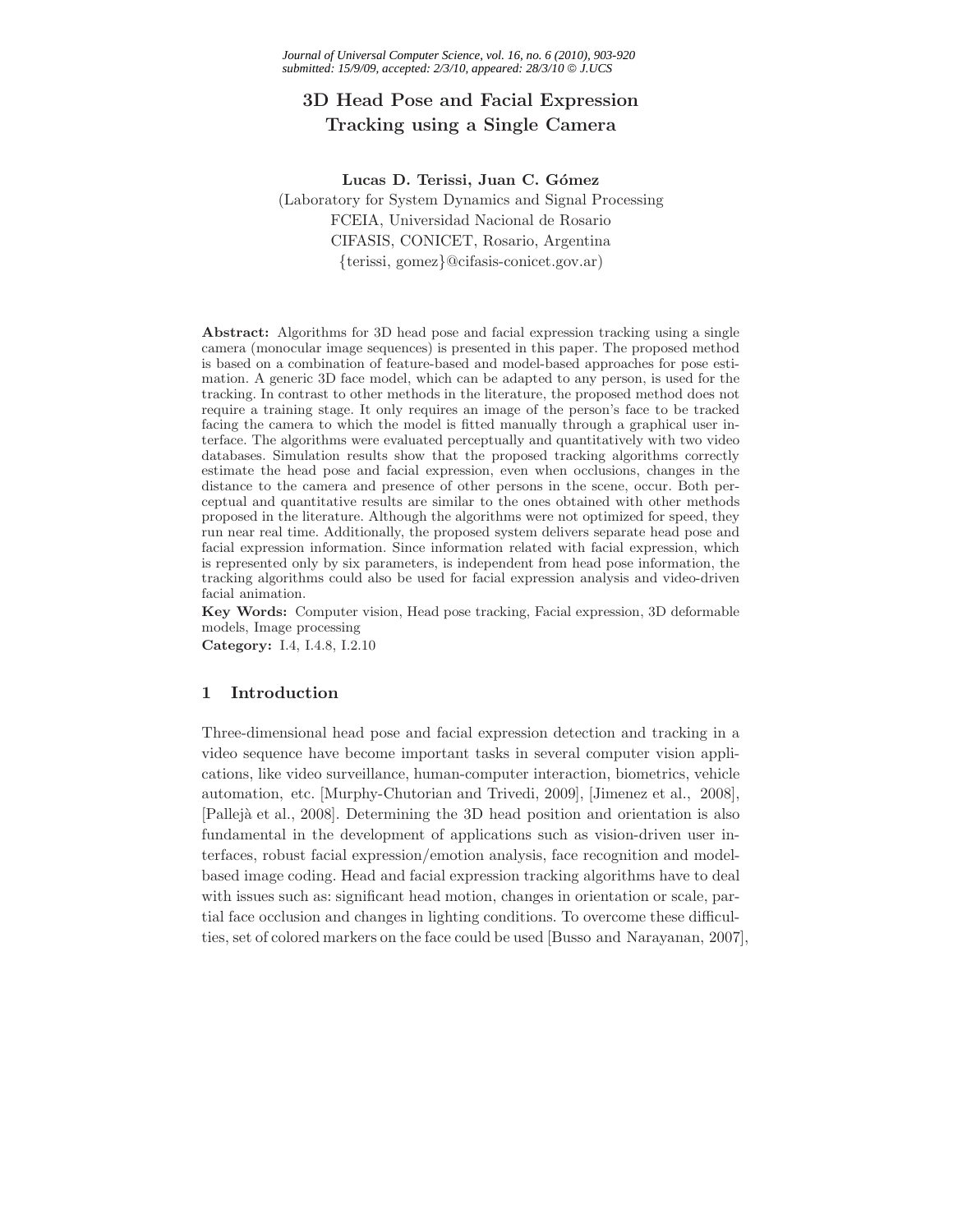# 3D Head Pose and Facial Expression Tracking using a Single Camera

**Lucas D. Terissi, Juan C. Gómez**

(Laboratory for System Dynamics and Signal Processing
FCEIA, Universidad Nacional de Rosario
CIFASIS, CONICET, Rosario, Argentina
{terissi, gomez}@cifasis-conicet.gov.ar)

**Abstract:** Algorithms for 3D head pose and facial expression tracking using a single camera (monocular image sequences) is presented in this paper. The proposed method is based on a combination of feature-based and model-based approaches for pose estimation. A generic 3D face model, which can be adapted to any person, is used for the tracking. In contrast to other methods in the literature, the proposed method does not require a training stage. It only requires an image of the person's face to be tracked facing the camera to which the model is fitted manually through a graphical user interface. The algorithms were evaluated perceptually and quantitatively with two video databases. Simulation results show that the proposed tracking algorithms correctly estimate the head pose and facial expression, even when occlusions, changes in the distance to the camera and presence of other persons in the scene, occur. Both perceptual and quantitative results are similar to the ones obtained with other methods proposed in the literature. Although the algorithms were not optimized for speed, they run near real time. Additionally, the proposed system delivers separate head pose and facial expression information. Since information related with facial expression, which is represented only by six parameters, is independent from head pose information, the tracking algorithms could also be used for facial expression analysis and video-driven facial animation.

**Key Words:** Computer vision, Head pose tracking, Facial expression, 3D deformable models, Image processing

**Category:** I.4, I.4.8, I.2.10

## 1 Introduction

Three-dimensional head pose and facial expression detection and tracking in a video sequence have become important tasks in several computer vision applications, like video surveillance, human-computer interaction, biometrics, vehicle automation, etc. [Murphy-Chutorian and Trivedi, 2009], [Jimenez et al., 2008], [Pallejà et al., 2008]. Determining the 3D head position and orientation is also fundamental in the development of applications such as vision-driven user interfaces, robust facial expression/emotion analysis, face recognition and model-based image coding. Head and facial expression tracking algorithms have to deal with issues such as: significant head motion, changes in orientation or scale, partial face occlusion and changes in lighting conditions. To overcome these difficulties, set of colored markers on the face could be used [Busso and Narayanan, 2007],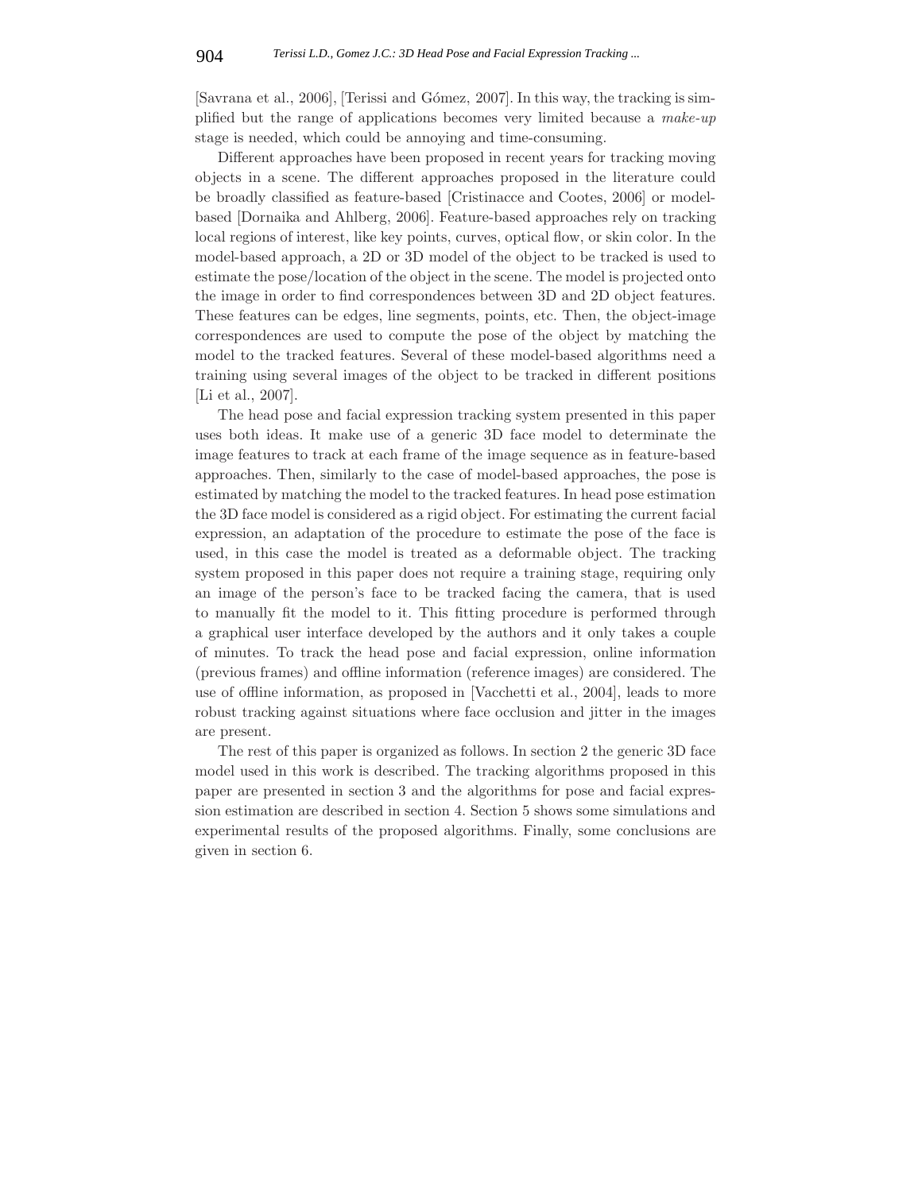[Savrana et al., 2006], [Terissi and Gómez, 2007]. In this way, the tracking is simplified but the range of applications becomes very limited because a *make-up* stage is needed, which could be annoying and time-consuming.

Different approaches have been proposed in recent years for tracking moving objects in a scene. The different approaches proposed in the literature could be broadly classified as feature-based [Cristinacce and Cootes, 2006] or model-based [Dornaika and Ahlberg, 2006]. Feature-based approaches rely on tracking local regions of interest, like key points, curves, optical flow, or skin color. In the model-based approach, a 2D or 3D model of the object to be tracked is used to estimate the pose/location of the object in the scene. The model is projected onto the image in order to find correspondences between 3D and 2D object features. These features can be edges, line segments, points, etc. Then, the object-image correspondences are used to compute the pose of the object by matching the model to the tracked features. Several of these model-based algorithms need a training using several images of the object to be tracked in different positions [Li et al., 2007].

The head pose and facial expression tracking system presented in this paper uses both ideas. It make use of a generic 3D face model to determinate the image features to track at each frame of the image sequence as in feature-based approaches. Then, similarly to the case of model-based approaches, the pose is estimated by matching the model to the tracked features. In head pose estimation the 3D face model is considered as a rigid object. For estimating the current facial expression, an adaptation of the procedure to estimate the pose of the face is used, in this case the model is treated as a deformable object. The tracking system proposed in this paper does not require a training stage, requiring only an image of the person's face to be tracked facing the camera, that is used to manually fit the model to it. This fitting procedure is performed through a graphical user interface developed by the authors and it only takes a couple of minutes. To track the head pose and facial expression, online information (previous frames) and offline information (reference images) are considered. The use of offline information, as proposed in [Vacchetti et al., 2004], leads to more robust tracking against situations where face occlusion and jitter in the images are present.

The rest of this paper is organized as follows. In section 2 the generic 3D face model used in this work is described. The tracking algorithms proposed in this paper are presented in section 3 and the algorithms for pose and facial expression estimation are described in section 4. Section 5 shows some simulations and experimental results of the proposed algorithms. Finally, some conclusions are given in section 6.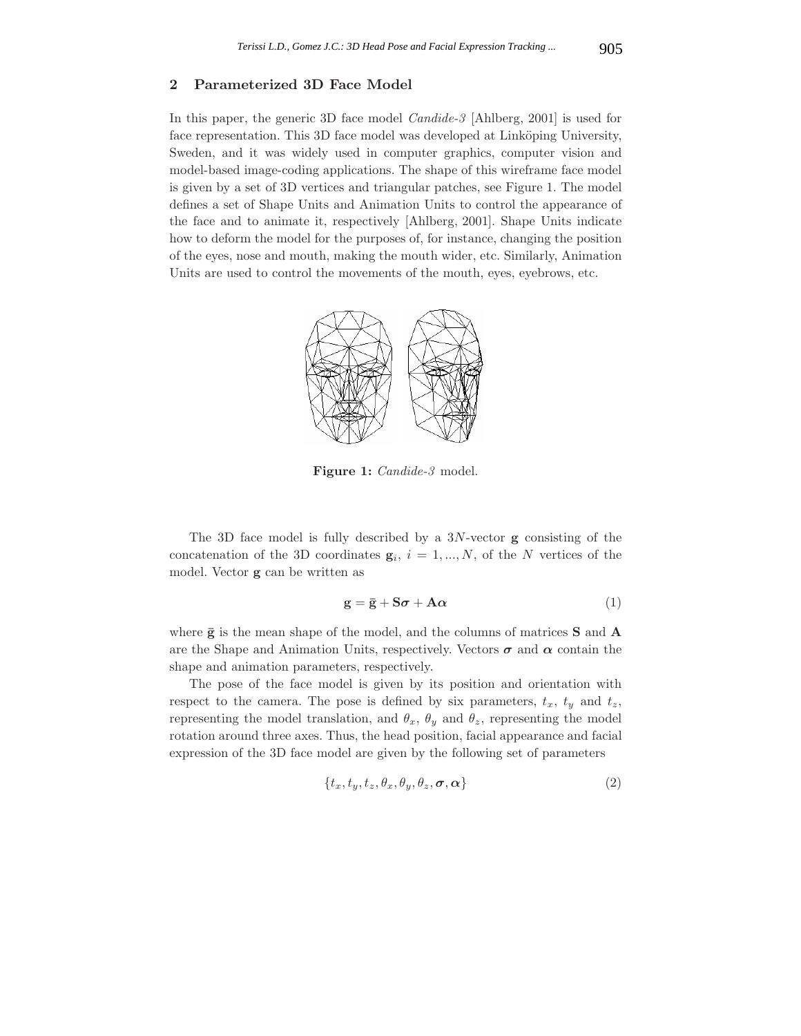## 2 Parameterized 3D Face Model

In this paper, the generic 3D face model *Candide-3* [Ahlberg, 2001] is used for face representation. This 3D face model was developed at Linköping University, Sweden, and it was widely used in computer graphics, computer vision and model-based image-coding applications. The shape of this wireframe face model is given by a set of 3D vertices and triangular patches, see Figure 1. The model defines a set of Shape Units and Animation Units to control the appearance of the face and to animate it, respectively [Ahlberg, 2001]. Shape Units indicate how to deform the model for the purposes of, for instance, changing the position of the eyes, nose and mouth, making the mouth wider, etc. Similarly, Animation Units are used to control the movements of the mouth, eyes, eyebrows, etc.

**Figure 1:** *Candide-3* model.

The 3D face model is fully described by a $3N$-vector $\mathbf{g}$ consisting of the concatenation of the 3D coordinates $\mathbf{g}_i$, $i = 1, ..., N$, of the $N$ vertices of the model. Vector $\mathbf{g}$ can be written as

$$\mathbf{g} = \bar{\mathbf{g}} + \mathbf{S}\boldsymbol{\sigma} + \mathbf{A}\boldsymbol{\alpha} \tag{1}$$

where $\bar{\mathbf{g}}$ is the mean shape of the model, and the columns of matrices $\mathbf{S}$ and $\mathbf{A}$ are the Shape and Animation Units, respectively. Vectors $\boldsymbol{\sigma}$ and $\boldsymbol{\alpha}$ contain the shape and animation parameters, respectively.

The pose of the face model is given by its position and orientation with respect to the camera. The pose is defined by six parameters, $t_x$, $t_y$ and $t_z$, representing the model translation, and $\theta_x$, $\theta_y$ and $\theta_z$, representing the model rotation around three axes. Thus, the head position, facial appearance and facial expression of the 3D face model are given by the following set of parameters

$$\{t_x, t_y, t_z, \theta_x, \theta_y, \theta_z, \boldsymbol{\sigma}, \boldsymbol{\alpha}\} \tag{2}$$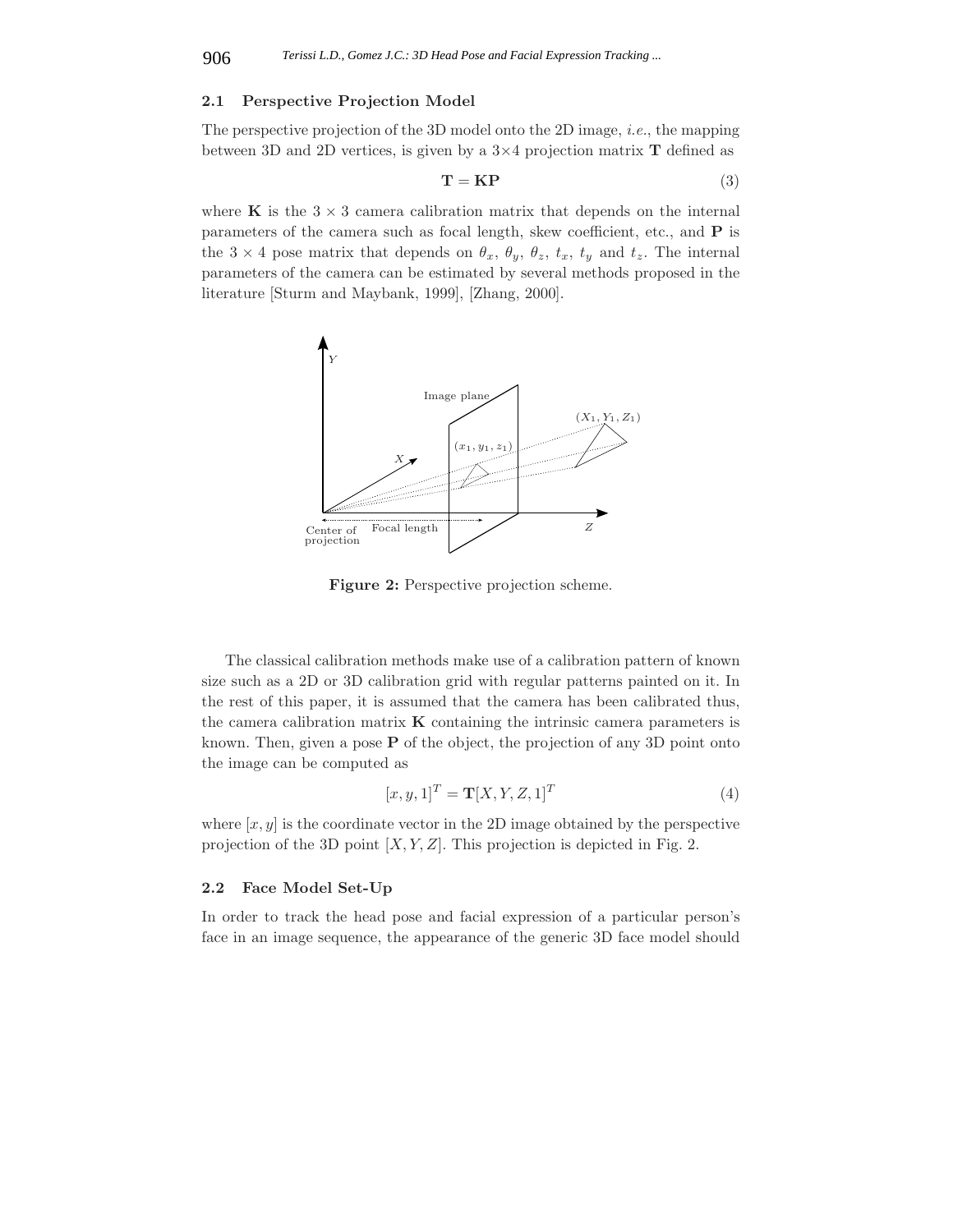### 2.1 Perspective Projection Model

The perspective projection of the 3D model onto the 2D image, *i.e.*, the mapping between 3D and 2D vertices, is given by a 3×4 projection matrix $\mathbf{T}$ defined as

$$\mathbf{T} = \mathbf{K}\mathbf{P} \tag{3}$$

where $\mathbf{K}$ is the $3 \times 3$ camera calibration matrix that depends on the internal parameters of the camera such as focal length, skew coefficient, etc., and $\mathbf{P}$ is the $3 \times 4$ pose matrix that depends on $\theta_x$, $\theta_y$, $\theta_z$, $t_x$, $t_y$ and $t_z$. The internal parameters of the camera can be estimated by several methods proposed in the literature [Sturm and Maybank, 1999], [Zhang, 2000].

**Figure 2:** Perspective projection scheme.

The classical calibration methods make use of a calibration pattern of known size such as a 2D or 3D calibration grid with regular patterns painted on it. In the rest of this paper, it is assumed that the camera has been calibrated thus, the camera calibration matrix $\mathbf{K}$ containing the intrinsic camera parameters is known. Then, given a pose $\mathbf{P}$ of the object, the projection of any 3D point onto the image can be computed as

$$[x, y, 1]^T = \mathbf{T}[X, Y, Z, 1]^T \tag{4}$$

where $[x, y]$ is the coordinate vector in the 2D image obtained by the perspective projection of the 3D point $[X, Y, Z]$. This projection is depicted in Fig. 2.

### 2.2 Face Model Set-Up

In order to track the head pose and facial expression of a particular person's face in an image sequence, the appearance of the generic 3D face model should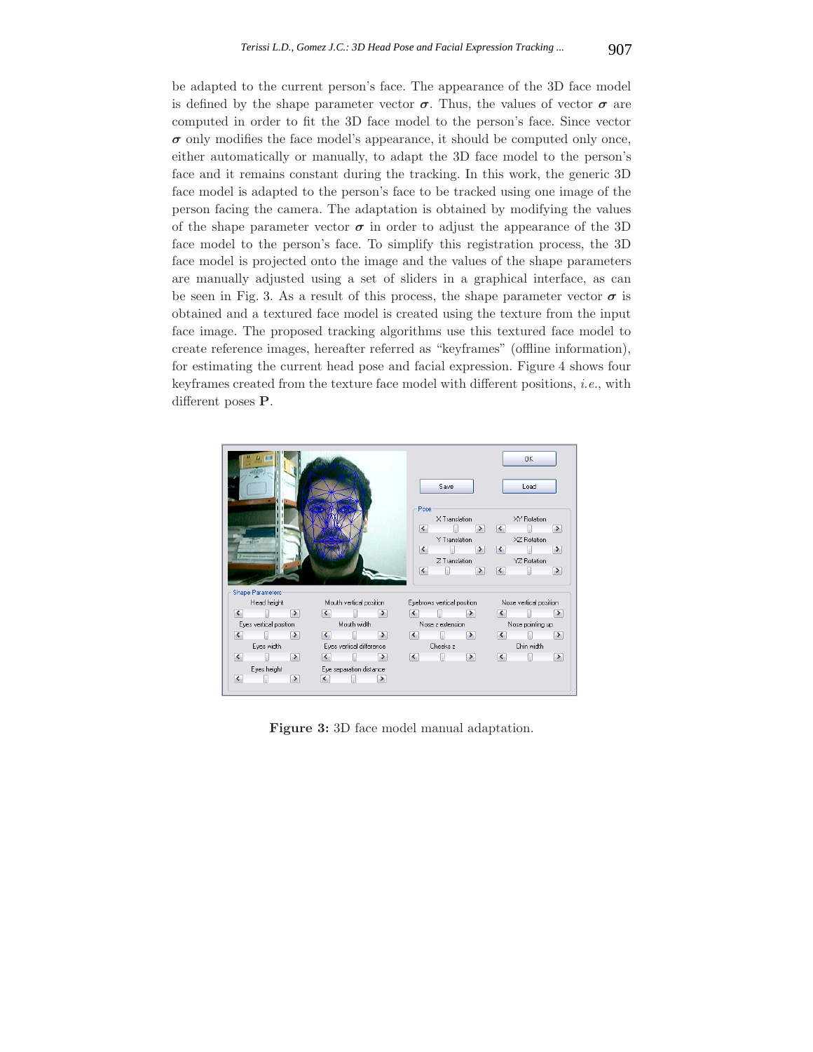be adapted to the current person's face. The appearance of the 3D face model is defined by the shape parameter vector $\boldsymbol{\sigma}$. Thus, the values of vector $\boldsymbol{\sigma}$ are computed in order to fit the 3D face model to the person's face. Since vector $\boldsymbol{\sigma}$ only modifies the face model's appearance, it should be computed only once, either automatically or manually, to adapt the 3D face model to the person's face and it remains constant during the tracking. In this work, the generic 3D face model is adapted to the person's face to be tracked using one image of the person facing the camera. The adaptation is obtained by modifying the values of the shape parameter vector $\boldsymbol{\sigma}$ in order to adjust the appearance of the 3D face model to the person's face. To simplify this registration process, the 3D face model is projected onto the image and the values of the shape parameters are manually adjusted using a set of sliders in a graphical interface, as can be seen in Fig. 3. As a result of this process, the shape parameter vector $\boldsymbol{\sigma}$ is obtained and a textured face model is created using the texture from the input face image. The proposed tracking algorithms use this textured face model to create reference images, hereafter referred as "keyframes" (offline information), for estimating the current head pose and facial expression. Figure 4 shows four keyframes created from the texture face model with different positions, *i.e.*, with different poses $\mathbf{P}$.

**Figure 3:** 3D face model manual adaptation.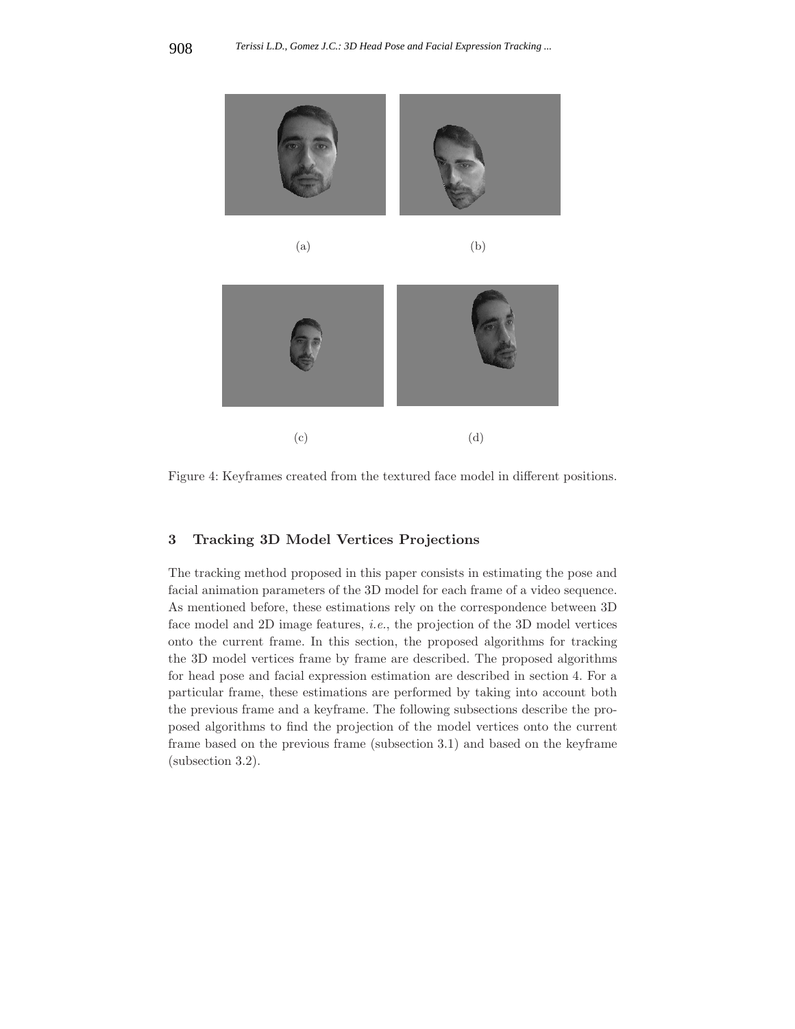(a) (b)

(c) (d)

Figure 4: Keyframes created from the textured face model in different positions.

## 3 Tracking 3D Model Vertices Projections

The tracking method proposed in this paper consists in estimating the pose and facial animation parameters of the 3D model for each frame of a video sequence. As mentioned before, these estimations rely on the correspondence between 3D face model and 2D image features, *i.e.*, the projection of the 3D model vertices onto the current frame. In this section, the proposed algorithms for tracking the 3D model vertices frame by frame are described. The proposed algorithms for head pose and facial expression estimation are described in section 4. For a particular frame, these estimations are performed by taking into account both the previous frame and a keyframe. The following subsections describe the proposed algorithms to find the projection of the model vertices onto the current frame based on the previous frame (subsection 3.1) and based on the keyframe (subsection 3.2).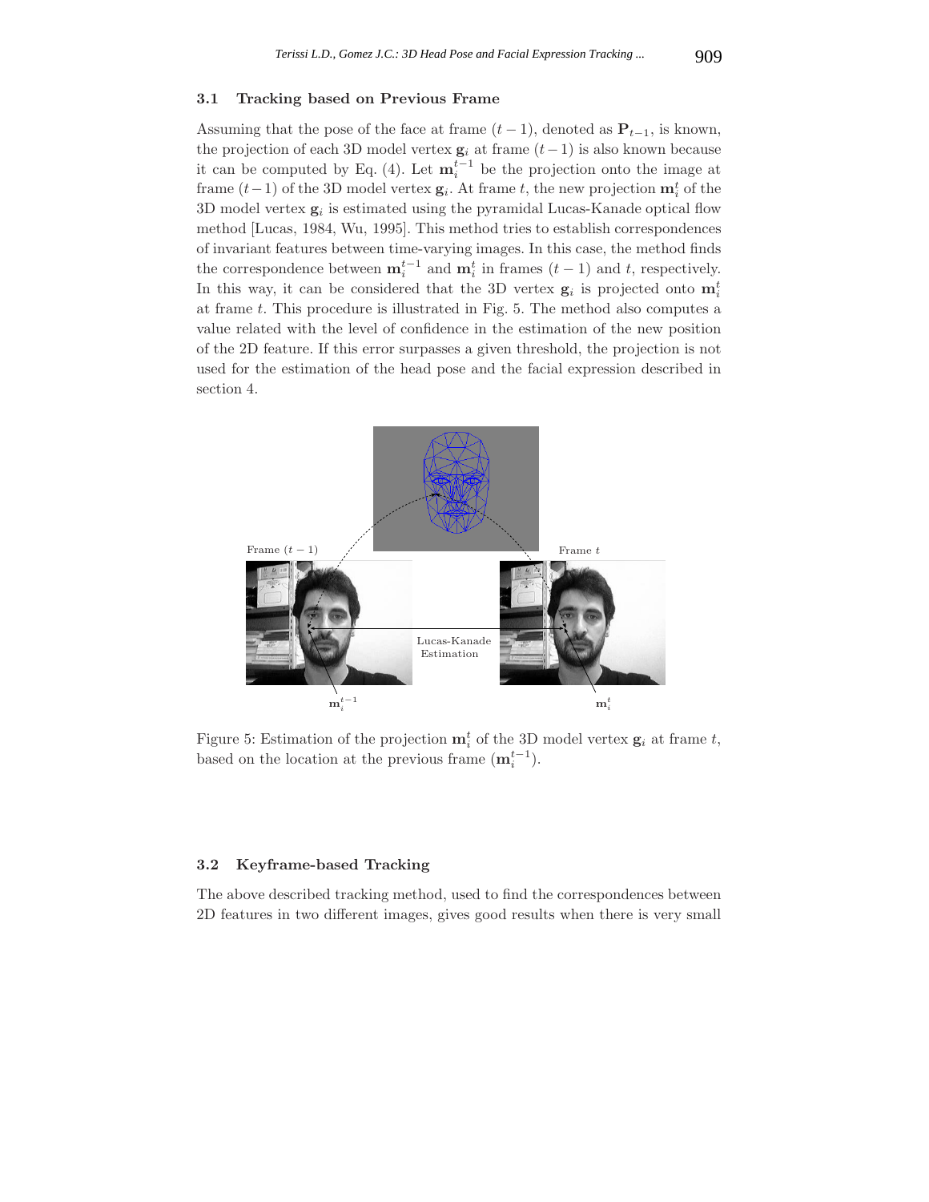### 3.1 Tracking based on Previous Frame

Assuming that the pose of the face at frame $(t-1)$, denoted as $\mathbf{P}_{t-1}$, is known, the projection of each 3D model vertex $\mathbf{g}_i$ at frame $(t-1)$ is also known because it can be computed by Eq. (4). Let $\mathbf{m}_i^{t-1}$ be the projection onto the image at frame $(t-1)$ of the 3D model vertex $\mathbf{g}_i$. At frame $t$, the new projection $\mathbf{m}_i^t$ of the 3D model vertex $\mathbf{g}_i$ is estimated using the pyramidal Lucas-Kanade optical flow method [Lucas, 1984, Wu, 1995]. This method tries to establish correspondences of invariant features between time-varying images. In this case, the method finds the correspondence between $\mathbf{m}_i^{t-1}$ and $\mathbf{m}_i^t$ in frames $(t-1)$ and $t$, respectively. In this way, it can be considered that the 3D vertex $\mathbf{g}_i$ is projected onto $\mathbf{m}_i^t$ at frame $t$. This procedure is illustrated in Fig. 5. The method also computes a value related with the level of confidence in the estimation of the new position of the 2D feature. If this error surpasses a given threshold, the projection is not used for the estimation of the head pose and the facial expression described in section 4.

Figure 5: Estimation of the projection $\mathbf{m}_i^t$ of the 3D model vertex $\mathbf{g}_i$ at frame $t$, based on the location at the previous frame ($\mathbf{m}_i^{t-1}$).

### 3.2 Keyframe-based Tracking

The above described tracking method, used to find the correspondences between 2D features in two different images, gives good results when there is very small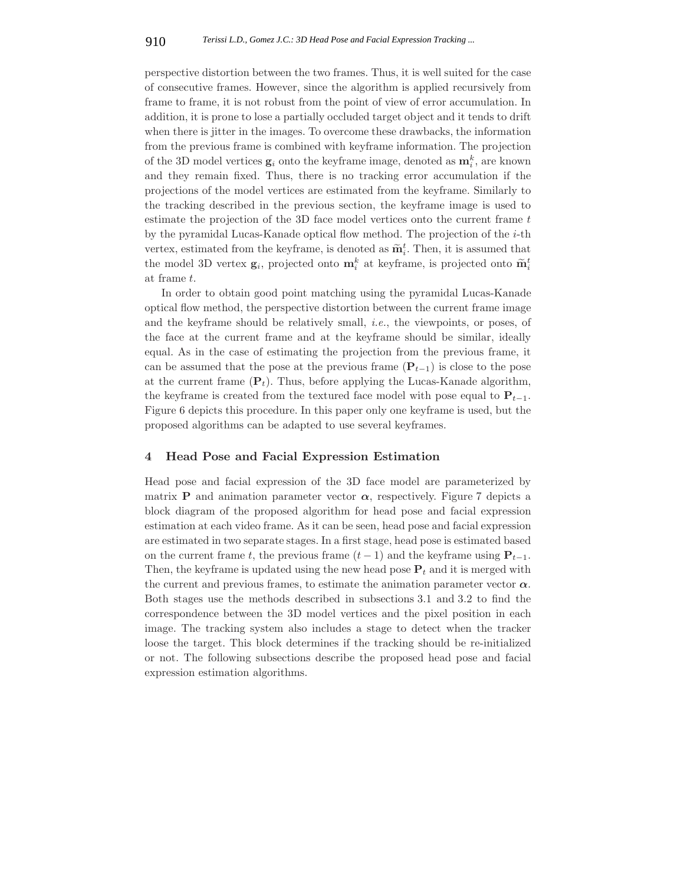perspective distortion between the two frames. Thus, it is well suited for the case of consecutive frames. However, since the algorithm is applied recursively from frame to frame, it is not robust from the point of view of error accumulation. In addition, it is prone to lose a partially occluded target object and it tends to drift when there is jitter in the images. To overcome these drawbacks, the information from the previous frame is combined with keyframe information. The projection of the 3D model vertices $\mathbf{g}_i$ onto the keyframe image, denoted as $\mathbf{m}_i^k$, are known and they remain fixed. Thus, there is no tracking error accumulation if the projections of the model vertices are estimated from the keyframe. Similarly to the tracking described in the previous section, the keyframe image is used to estimate the projection of the 3D face model vertices onto the current frame $t$ by the pyramidal Lucas-Kanade optical flow method. The projection of the $i$-th vertex, estimated from the keyframe, is denoted as $\widetilde{\mathbf{m}}_i^t$. Then, it is assumed that the model 3D vertex $\mathbf{g}_i$, projected onto $\mathbf{m}_i^k$ at keyframe, is projected onto $\widetilde{\mathbf{m}}_i^t$ at frame $t$.

In order to obtain good point matching using the pyramidal Lucas-Kanade optical flow method, the perspective distortion between the current frame image and the keyframe should be relatively small, *i.e.*, the viewpoints, or poses, of the face at the current frame and at the keyframe should be similar, ideally equal. As in the case of estimating the projection from the previous frame, it can be assumed that the pose at the previous frame ($\mathbf{P}_{t-1}$) is close to the pose at the current frame ($\mathbf{P}_t$). Thus, before applying the Lucas-Kanade algorithm, the keyframe is created from the textured face model with pose equal to $\mathbf{P}_{t-1}$. Figure 6 depicts this procedure. In this paper only one keyframe is used, but the proposed algorithms can be adapted to use several keyframes.

## 4 Head Pose and Facial Expression Estimation

Head pose and facial expression of the 3D face model are parameterized by matrix $\mathbf{P}$ and animation parameter vector $\boldsymbol{\alpha}$, respectively. Figure 7 depicts a block diagram of the proposed algorithm for head pose and facial expression estimation at each video frame. As it can be seen, head pose and facial expression are estimated in two separate stages. In a first stage, head pose is estimated based on the current frame $t$, the previous frame $(t-1)$ and the keyframe using $\mathbf{P}_{t-1}$. Then, the keyframe is updated using the new head pose $\mathbf{P}_t$ and it is merged with the current and previous frames, to estimate the animation parameter vector $\boldsymbol{\alpha}$. Both stages use the methods described in subsections 3.1 and 3.2 to find the correspondence between the 3D model vertices and the pixel position in each image. The tracking system also includes a stage to detect when the tracker loose the target. This block determines if the tracking should be re-initialized or not. The following subsections describe the proposed head pose and facial expression estimation algorithms.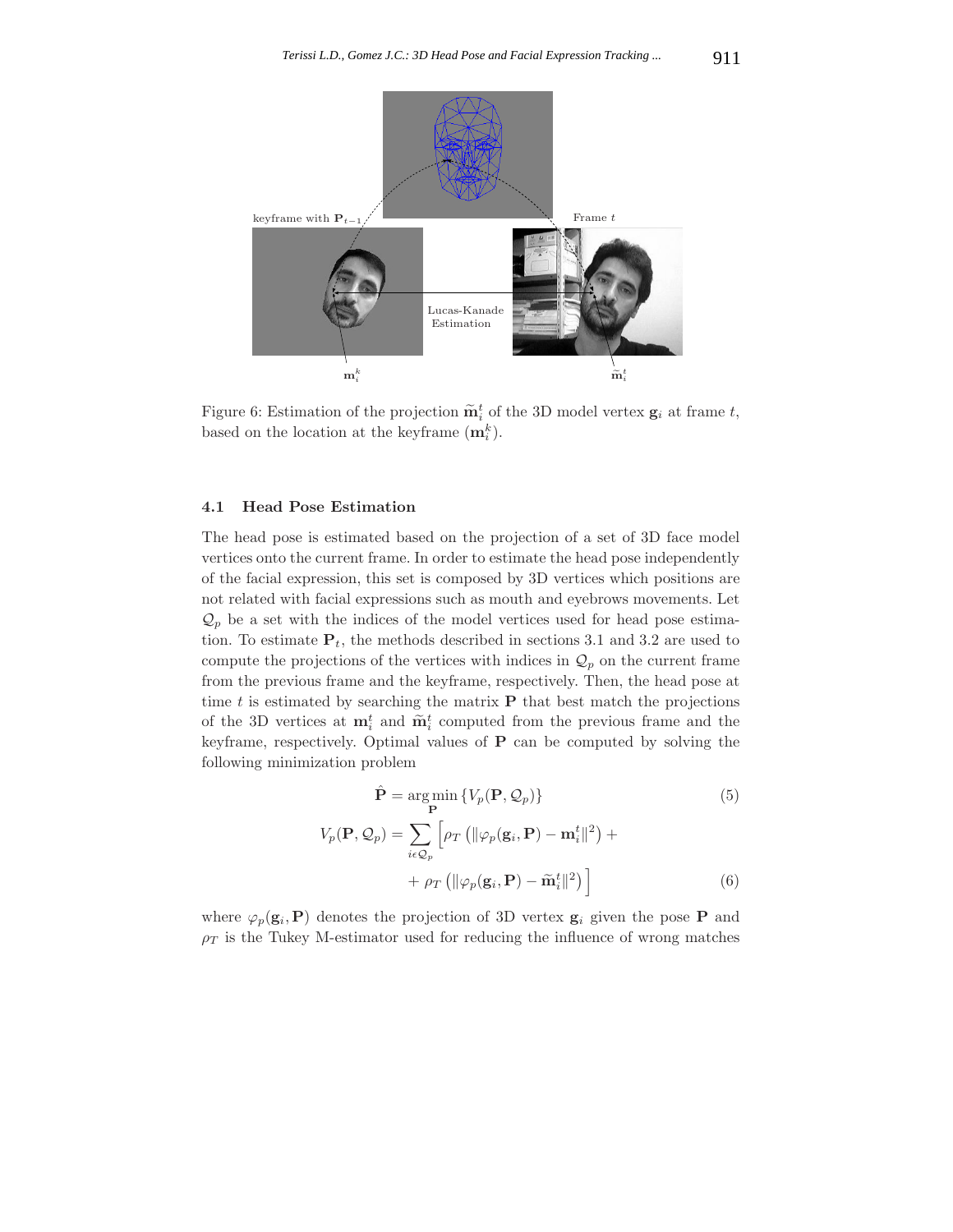Figure 6: Estimation of the projection $\widetilde{\mathbf{m}}_i^t$ of the 3D model vertex $\mathbf{g}_i$ at frame $t$, based on the location at the keyframe ($\mathbf{m}_i^k$).

### 4.1 Head Pose Estimation

The head pose is estimated based on the projection of a set of 3D face model vertices onto the current frame. In order to estimate the head pose independently of the facial expression, this set is composed by 3D vertices which positions are not related with facial expressions such as mouth and eyebrows movements. Let $\mathcal{Q}_p$ be a set with the indices of the model vertices used for head pose estimation. To estimate $\mathbf{P}_t$, the methods described in sections 3.1 and 3.2 are used to compute the projections of the vertices with indices in $\mathcal{Q}_p$ on the current frame from the previous frame and the keyframe, respectively. Then, the head pose at time $t$ is estimated by searching the matrix $\mathbf{P}$ that best match the projections of the 3D vertices at $\mathbf{m}_i^t$ and $\widetilde{\mathbf{m}}_i^t$ computed from the previous frame and the keyframe, respectively. Optimal values of $\mathbf{P}$ can be computed by solving the following minimization problem

$$\hat{\mathbf{P}} = \arg\min_{\mathbf{P}} \{V_p(\mathbf{P}, \mathcal{Q}_p)\} \tag{5}$$

$$V_p(\mathbf{P}, \mathcal{Q}_p) = \sum_{i \epsilon \mathcal{Q}_p} \Big[ \rho_T \left( \|\varphi_p(\mathbf{g}_i, \mathbf{P}) - \mathbf{m}_i^t\|^2 \right) + \\ + \rho_T \left( \|\varphi_p(\mathbf{g}_i, \mathbf{P}) - \widetilde{\mathbf{m}}_i^t\|^2 \right) \Big] \tag{6}$$

where $\varphi_p(\mathbf{g}_i, \mathbf{P})$ denotes the projection of 3D vertex $\mathbf{g}_i$ given the pose $\mathbf{P}$ and $\rho_T$ is the Tukey M-estimator used for reducing the influence of wrong matches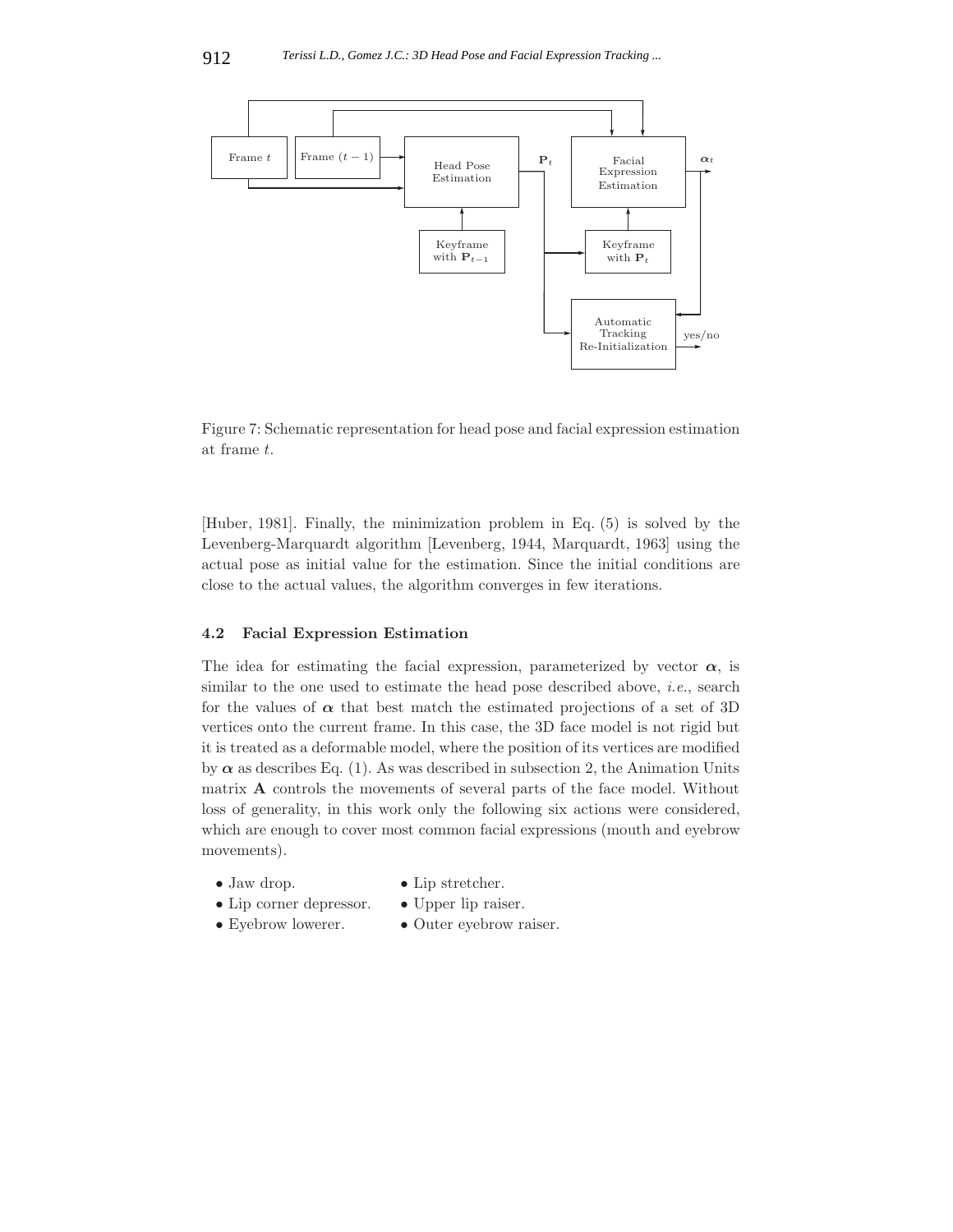Figure 7: Schematic representation for head pose and facial expression estimation at frame $t$.

[Huber, 1981]. Finally, the minimization problem in Eq. (5) is solved by the Levenberg-Marquardt algorithm [Levenberg, 1944, Marquardt, 1963] using the actual pose as initial value for the estimation. Since the initial conditions are close to the actual values, the algorithm converges in few iterations.

### 4.2 Facial Expression Estimation

The idea for estimating the facial expression, parameterized by vector $\boldsymbol{\alpha}$, is similar to the one used to estimate the head pose described above, *i.e.*, search for the values of $\boldsymbol{\alpha}$ that best match the estimated projections of a set of 3D vertices onto the current frame. In this case, the 3D face model is not rigid but it is treated as a deformable model, where the position of its vertices are modified by $\boldsymbol{\alpha}$ as describes Eq. (1). As was described in subsection 2, the Animation Units matrix $\mathbf{A}$ controls the movements of several parts of the face model. Without loss of generality, in this work only the following six actions were considered, which are enough to cover most common facial expressions (mouth and eyebrow movements).

- Jaw drop.
- Lip corner depressor.
- Eyebrow lowerer.
- Lip stretcher.
- Upper lip raiser.
- Outer eyebrow raiser.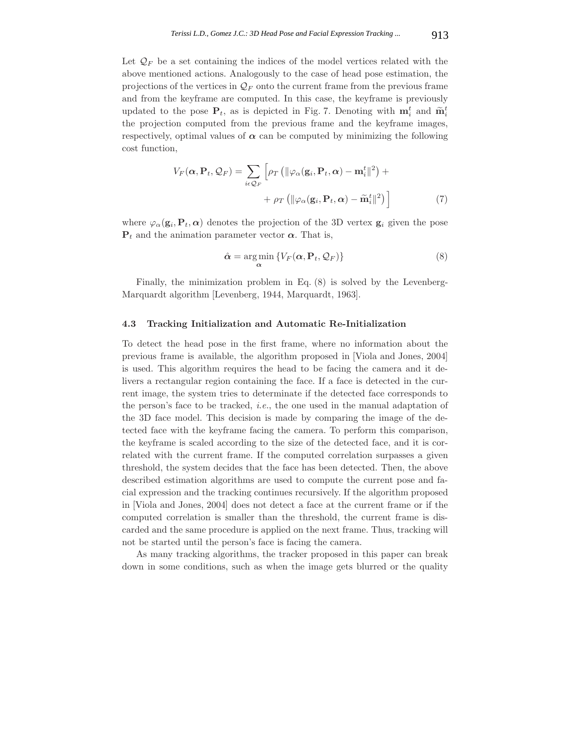Let $\mathcal{Q}_F$ be a set containing the indices of the model vertices related with the above mentioned actions. Analogously to the case of head pose estimation, the projections of the vertices in $\mathcal{Q}_F$ onto the current frame from the previous frame and from the keyframe are computed. In this case, the keyframe is previously updated to the pose $\mathbf{P}_t$, as is depicted in Fig. 7. Denoting with $\mathbf{m}_i^t$ and $\widetilde{\mathbf{m}}_i^t$ the projection computed from the previous frame and the keyframe images, respectively, optimal values of $\boldsymbol{\alpha}$ can be computed by minimizing the following cost function,

$$
\begin{aligned}
V_F(\boldsymbol{\alpha}, \mathbf{P}_t, \mathcal{Q}_F) = \sum_{i \epsilon \mathcal{Q}_F} \Big[ & \rho_T \left( \|\varphi_\alpha(\mathbf{g}_i, \mathbf{P}_t, \boldsymbol{\alpha}) - \mathbf{m}_i^t\|^2 \right) + \\
& + \rho_T \left( \|\varphi_\alpha(\mathbf{g}_i, \mathbf{P}_t, \boldsymbol{\alpha}) - \widetilde{\mathbf{m}}_i^t\|^2 \right) \Big]
\end{aligned} \tag{7}
$$

where $\varphi_\alpha(\mathbf{g}_i, \mathbf{P}_t, \boldsymbol{\alpha})$ denotes the projection of the 3D vertex $\mathbf{g}_i$ given the pose $\mathbf{P}_t$ and the animation parameter vector $\boldsymbol{\alpha}$. That is,

$$
\hat{\boldsymbol{\alpha}} = \arg\min_{\boldsymbol{\alpha}} \left\{ V_F(\boldsymbol{\alpha}, \mathbf{P}_t, \mathcal{Q}_F) \right\} \tag{8}
$$

Finally, the minimization problem in Eq. (8) is solved by the Levenberg-Marquardt algorithm [Levenberg, 1944, Marquardt, 1963].

### 4.3 Tracking Initialization and Automatic Re-Initialization

To detect the head pose in the first frame, where no information about the previous frame is available, the algorithm proposed in [Viola and Jones, 2004] is used. This algorithm requires the head to be facing the camera and it delivers a rectangular region containing the face. If a face is detected in the current image, the system tries to determinate if the detected face corresponds to the person's face to be tracked, *i.e.*, the one used in the manual adaptation of the 3D face model. This decision is made by comparing the image of the detected face with the keyframe facing the camera. To perform this comparison, the keyframe is scaled according to the size of the detected face, and it is correlated with the current frame. If the computed correlation surpasses a given threshold, the system decides that the face has been detected. Then, the above described estimation algorithms are used to compute the current pose and facial expression and the tracking continues recursively. If the algorithm proposed in [Viola and Jones, 2004] does not detect a face at the current frame or if the computed correlation is smaller than the threshold, the current frame is discarded and the same procedure is applied on the next frame. Thus, tracking will not be started until the person's face is facing the camera.

As many tracking algorithms, the tracker proposed in this paper can break down in some conditions, such as when the image gets blurred or the quality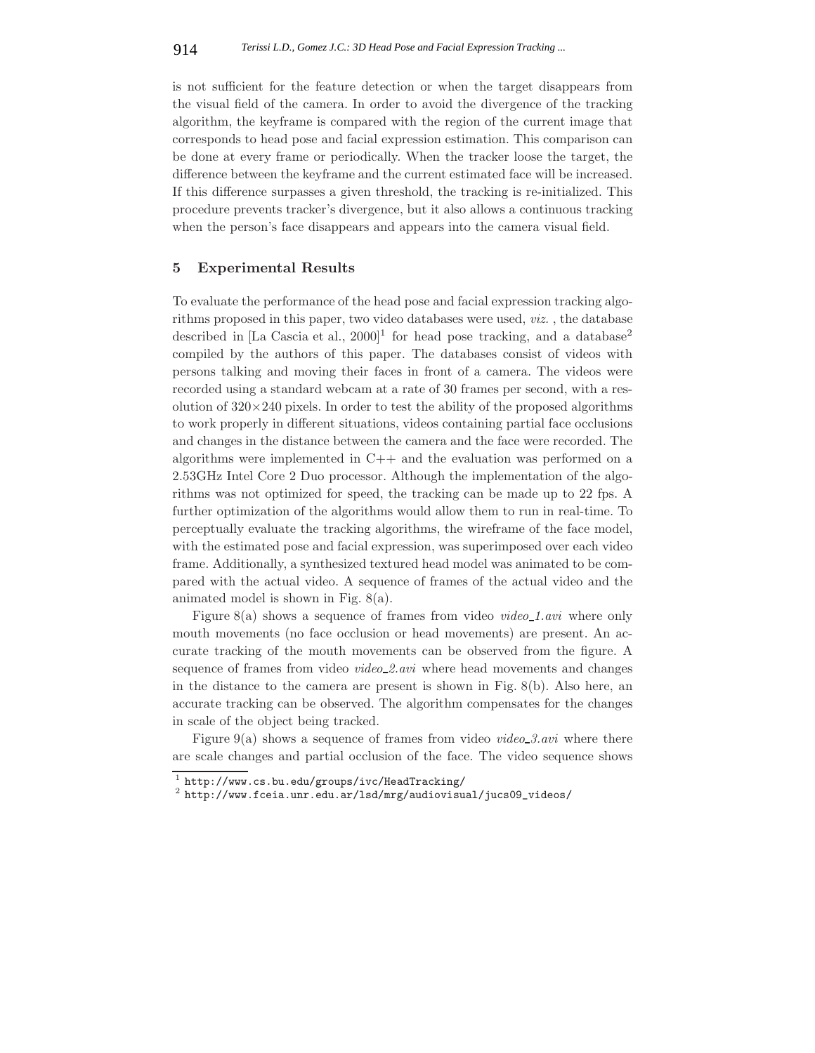is not sufficient for the feature detection or when the target disappears from the visual field of the camera. In order to avoid the divergence of the tracking algorithm, the keyframe is compared with the region of the current image that corresponds to head pose and facial expression estimation. This comparison can be done at every frame or periodically. When the tracker loose the target, the difference between the keyframe and the current estimated face will be increased. If this difference surpasses a given threshold, the tracking is re-initialized. This procedure prevents tracker's divergence, but it also allows a continuous tracking when the person's face disappears and appears into the camera visual field.

## 5 Experimental Results

To evaluate the performance of the head pose and facial expression tracking algorithms proposed in this paper, two video databases were used, *viz.* , the database described in [La Cascia et al., 2000][1] for head pose tracking, and a database[2] compiled by the authors of this paper. The databases consist of videos with persons talking and moving their faces in front of a camera. The videos were recorded using a standard webcam at a rate of 30 frames per second, with a resolution of $320 \times 240$ pixels. In order to test the ability of the proposed algorithms to work properly in different situations, videos containing partial face occlusions and changes in the distance between the camera and the face were recorded. The algorithms were implemented in C++ and the evaluation was performed on a 2.53GHz Intel Core 2 Duo processor. Although the implementation of the algorithms was not optimized for speed, the tracking can be made up to 22 fps. A further optimization of the algorithms would allow them to run in real-time. To perceptually evaluate the tracking algorithms, the wireframe of the face model, with the estimated pose and facial expression, was superimposed over each video frame. Additionally, a synthesized textured head model was animated to be compared with the actual video. A sequence of frames of the actual video and the animated model is shown in Fig. 8(a).

Figure 8(a) shows a sequence of frames from video *video_1.avi* where only mouth movements (no face occlusion or head movements) are present. An accurate tracking of the mouth movements can be observed from the figure. A sequence of frames from video *video_2.avi* where head movements and changes in the distance to the camera are present is shown in Fig. 8(b). Also here, an accurate tracking can be observed. The algorithm compensates for the changes in scale of the object being tracked.

Figure 9(a) shows a sequence of frames from video *video_3.avi* where there are scale changes and partial occlusion of the face. The video sequence shows

[1] http://www.cs.bu.edu/groups/ivc/HeadTracking/

[2] http://www.fceia.unr.edu.ar/lsd/mrg/audiovisual/jucs09_videos/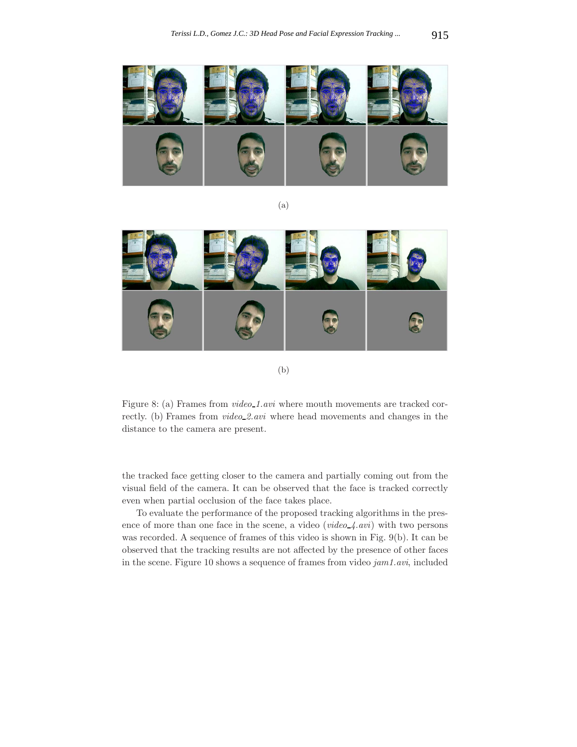(a)

(b)

Figure 8: (a) Frames from *video_1.avi* where mouth movements are tracked correctly. (b) Frames from *video_2.avi* where head movements and changes in the distance to the camera are present.

the tracked face getting closer to the camera and partially coming out from the visual field of the camera. It can be observed that the face is tracked correctly even when partial occlusion of the face takes place.

To evaluate the performance of the proposed tracking algorithms in the presence of more than one face in the scene, a video (*video_4.avi*) with two persons was recorded. A sequence of frames of this video is shown in Fig. 9(b). It can be observed that the tracking results are not affected by the presence of other faces in the scene. Figure 10 shows a sequence of frames from video *jam1.avi*, included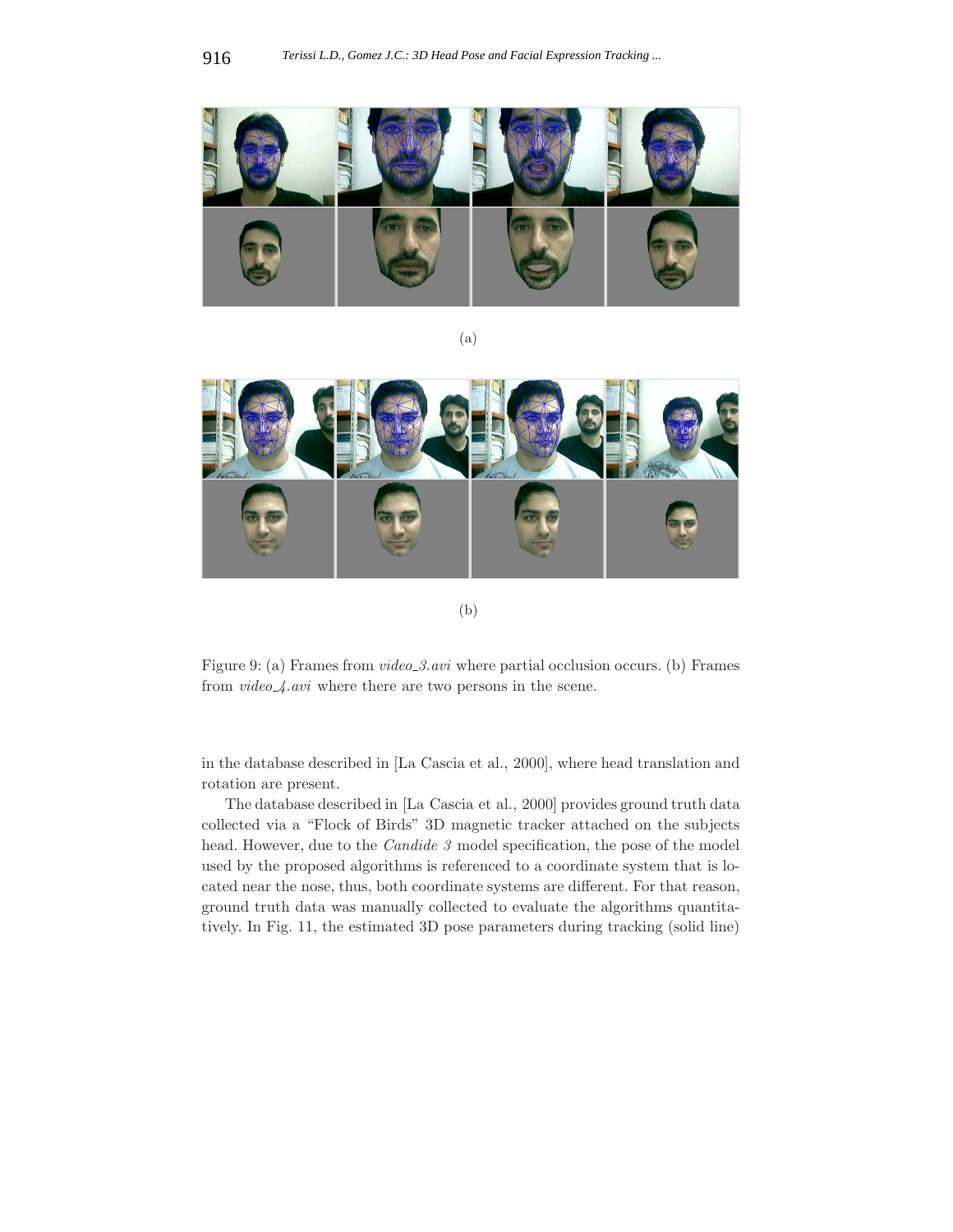(a)

(b)

Figure 9: (a) Frames from *video_3.avi* where partial occlusion occurs. (b) Frames from *video_4.avi* where there are two persons in the scene.

in the database described in [La Cascia et al., 2000], where head translation and rotation are present.

The database described in [La Cascia et al., 2000] provides ground truth data collected via a "Flock of Birds" 3D magnetic tracker attached on the subjects head. However, due to the *Candide 3* model specification, the pose of the model used by the proposed algorithms is referenced to a coordinate system that is located near the nose, thus, both coordinate systems are different. For that reason, ground truth data was manually collected to evaluate the algorithms quantitatively. In Fig. 11, the estimated 3D pose parameters during tracking (solid line)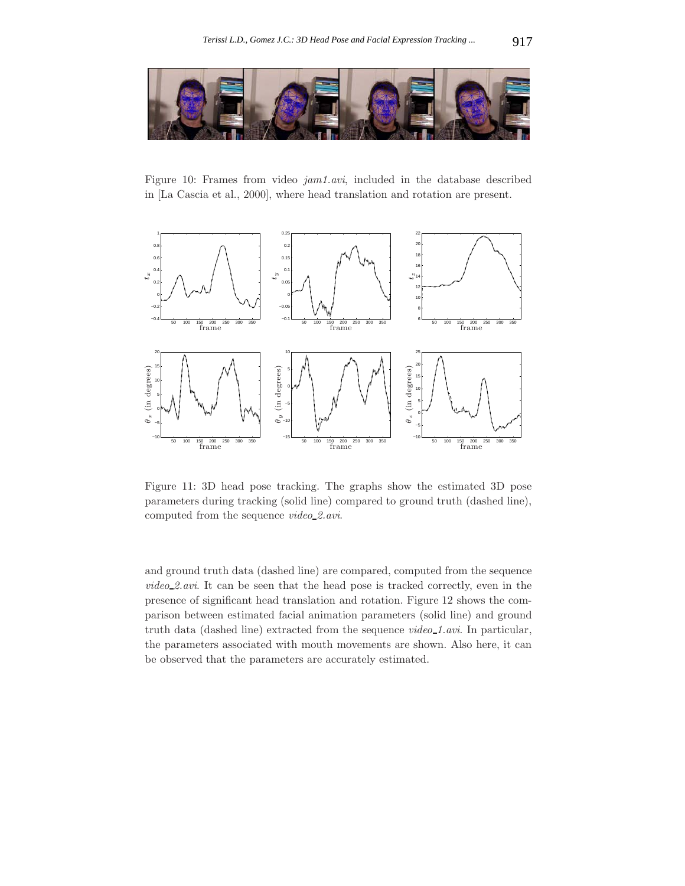Figure 10: Frames from video *jam1.avi*, included in the database described in [La Cascia et al., 2000], where head translation and rotation are present.

Figure 11: 3D head pose tracking. The graphs show the estimated 3D pose parameters during tracking (solid line) compared to ground truth (dashed line), computed from the sequence *video_2.avi*.

and ground truth data (dashed line) are compared, computed from the sequence *video_2.avi*. It can be seen that the head pose is tracked correctly, even in the presence of significant head translation and rotation. Figure 12 shows the comparison between estimated facial animation parameters (solid line) and ground truth data (dashed line) extracted from the sequence *video_1.avi*. In particular, the parameters associated with mouth movements are shown. Also here, it can be observed that the parameters are accurately estimated.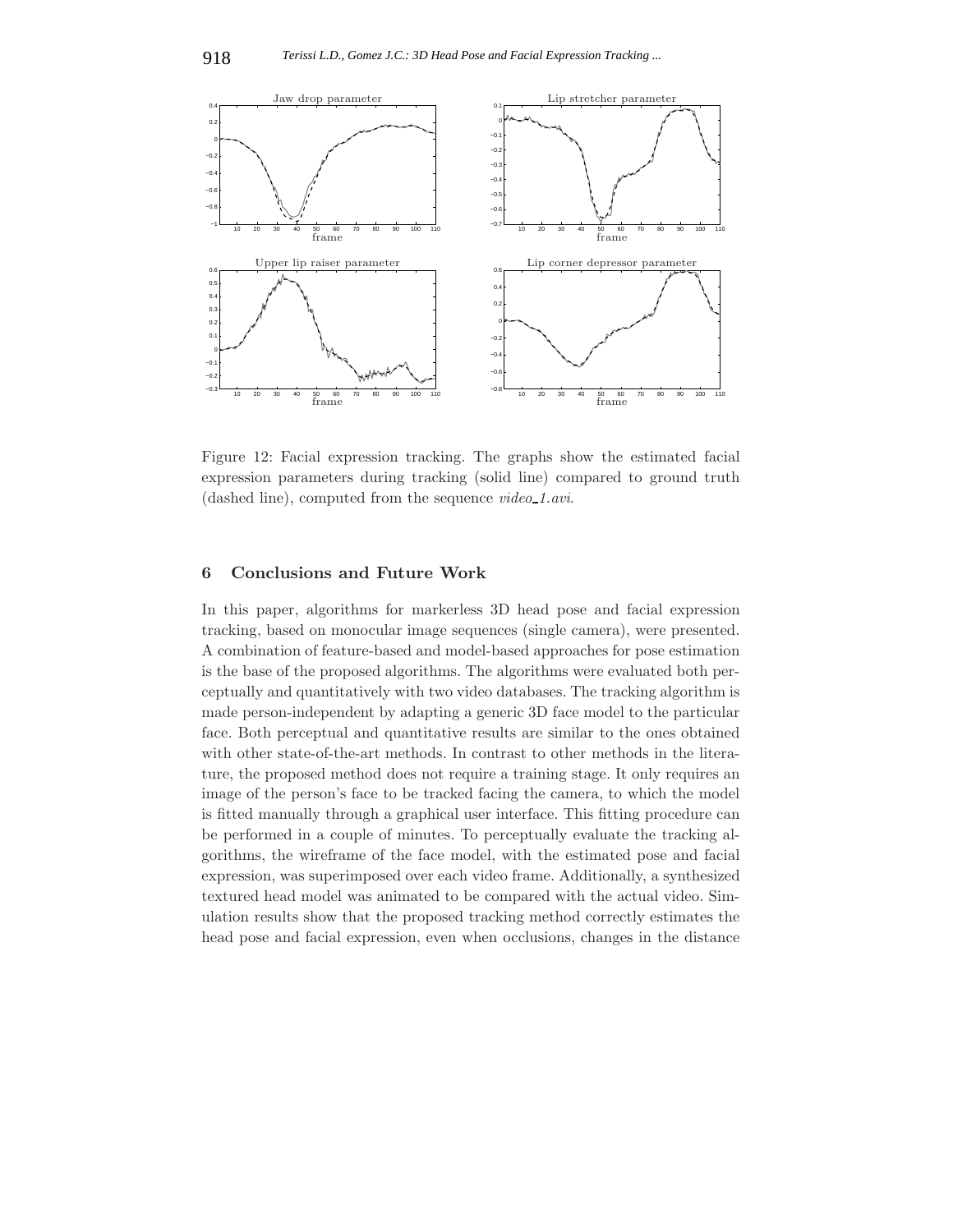Figure 12: Facial expression tracking. The graphs show the estimated facial expression parameters during tracking (solid line) compared to ground truth (dashed line), computed from the sequence *video_1.avi*.

## 6 Conclusions and Future Work

In this paper, algorithms for markerless 3D head pose and facial expression tracking, based on monocular image sequences (single camera), were presented. A combination of feature-based and model-based approaches for pose estimation is the base of the proposed algorithms. The algorithms were evaluated both perceptually and quantitatively with two video databases. The tracking algorithm is made person-independent by adapting a generic 3D face model to the particular face. Both perceptual and quantitative results are similar to the ones obtained with other state-of-the-art methods. In contrast to other methods in the literature, the proposed method does not require a training stage. It only requires an image of the person's face to be tracked facing the camera, to which the model is fitted manually through a graphical user interface. This fitting procedure can be performed in a couple of minutes. To perceptually evaluate the tracking algorithms, the wireframe of the face model, with the estimated pose and facial expression, was superimposed over each video frame. Additionally, a synthesized textured head model was animated to be compared with the actual video. Simulation results show that the proposed tracking method correctly estimates the head pose and facial expression, even when occlusions, changes in the distance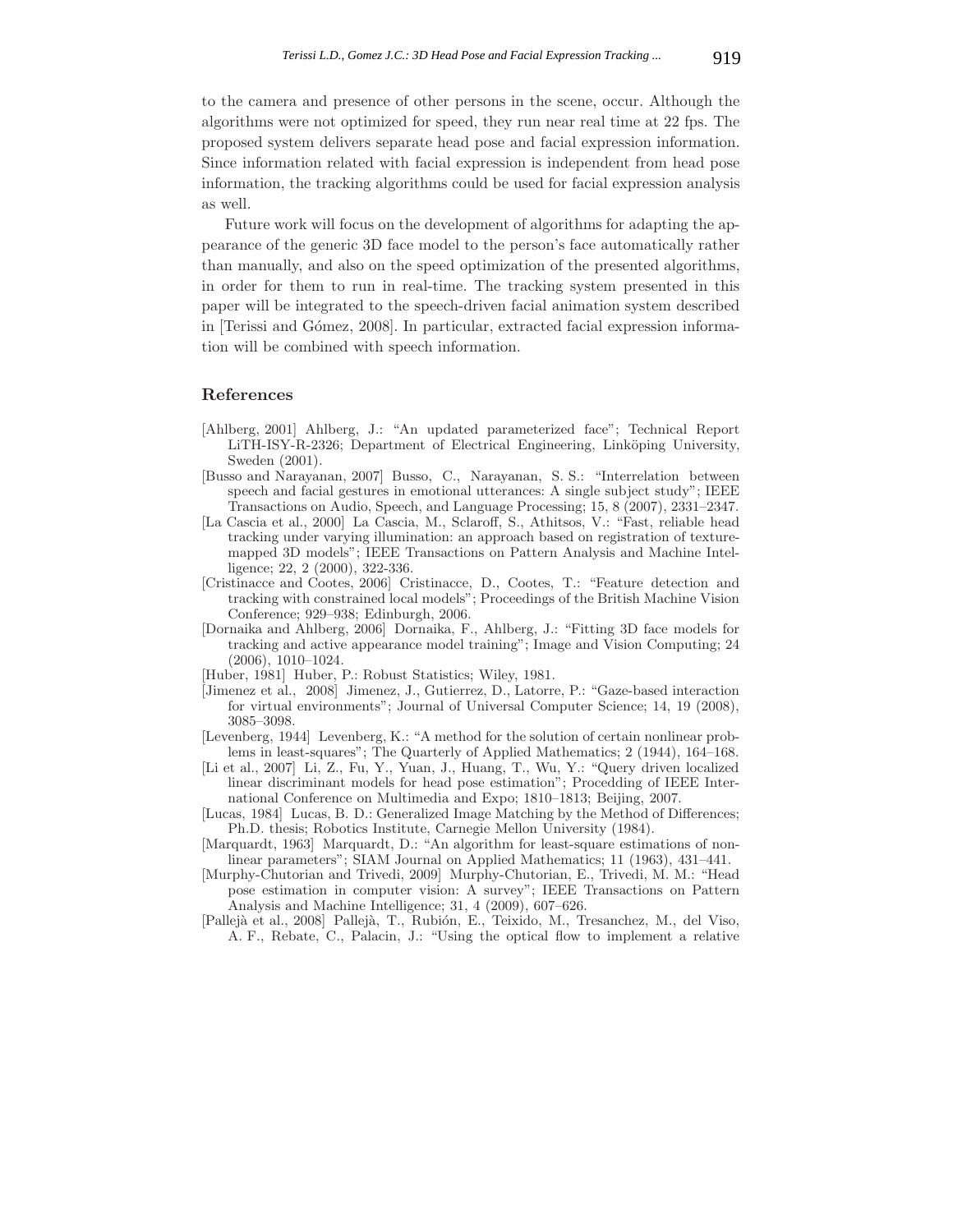to the camera and presence of other persons in the scene, occur. Although the algorithms were not optimized for speed, they run near real time at 22 fps. The proposed system delivers separate head pose and facial expression information. Since information related with facial expression is independent from head pose information, the tracking algorithms could be used for facial expression analysis as well.

Future work will focus on the development of algorithms for adapting the appearance of the generic 3D face model to the person's face automatically rather than manually, and also on the speed optimization of the presented algorithms, in order for them to run in real-time. The tracking system presented in this paper will be integrated to the speech-driven facial animation system described in [Terissi and Gómez, 2008]. In particular, extracted facial expression information will be combined with speech information.

## References

[Ahlberg, 2001] Ahlberg, J.: "An updated parameterized face"; Technical Report LiTH-ISY-R-2326; Department of Electrical Engineering, Linköping University, Sweden (2001).

[Busso and Narayanan, 2007] Busso, C., Narayanan, S. S.: "Interrelation between speech and facial gestures in emotional utterances: A single subject study"; IEEE Transactions on Audio, Speech, and Language Processing; 15, 8 (2007), 2331–2347.

[La Cascia et al., 2000] La Cascia, M., Sclaroff, S., Athitsos, V.: "Fast, reliable head tracking under varying illumination: an approach based on registration of texture-mapped 3D models"; IEEE Transactions on Pattern Analysis and Machine Intelligence; 22, 2 (2000), 322-336.

[Cristinacce and Cootes, 2006] Cristinacce, D., Cootes, T.: "Feature detection and tracking with constrained local models"; Proceedings of the British Machine Vision Conference; 929–938; Edinburgh, 2006.

[Dornaika and Ahlberg, 2006] Dornaika, F., Ahlberg, J.: "Fitting 3D face models for tracking and active appearance model training"; Image and Vision Computing; 24 (2006), 1010–1024.

[Huber, 1981] Huber, P.: Robust Statistics; Wiley, 1981.

[Jimenez et al., 2008] Jimenez, J., Gutierrez, D., Latorre, P.: "Gaze-based interaction for virtual environments"; Journal of Universal Computer Science; 14, 19 (2008), 3085–3098.

[Levenberg, 1944] Levenberg, K.: "A method for the solution of certain nonlinear problems in least-squares"; The Quarterly of Applied Mathematics; 2 (1944), 164–168.

[Li et al., 2007] Li, Z., Fu, Y., Yuan, J., Huang, T., Wu, Y.: "Query driven localized linear discriminant models for head pose estimation"; Procedding of IEEE International Conference on Multimedia and Expo; 1810–1813; Beijing, 2007.

[Lucas, 1984] Lucas, B. D.: Generalized Image Matching by the Method of Differences; Ph.D. thesis; Robotics Institute, Carnegie Mellon University (1984).

[Marquardt, 1963] Marquardt, D.: "An algorithm for least-square estimations of nonlinear parameters"; SIAM Journal on Applied Mathematics; 11 (1963), 431–441.

[Murphy-Chutorian and Trivedi, 2009] Murphy-Chutorian, E., Trivedi, M. M.: "Head pose estimation in computer vision: A survey"; IEEE Transactions on Pattern Analysis and Machine Intelligence; 31, 4 (2009), 607–626.

[Pallejà et al., 2008] Pallejà, T., Rubión, E., Teixido, M., Tresanchez, M., del Viso, A. F., Rebate, C., Palacin, J.: "Using the optical flow to implement a relative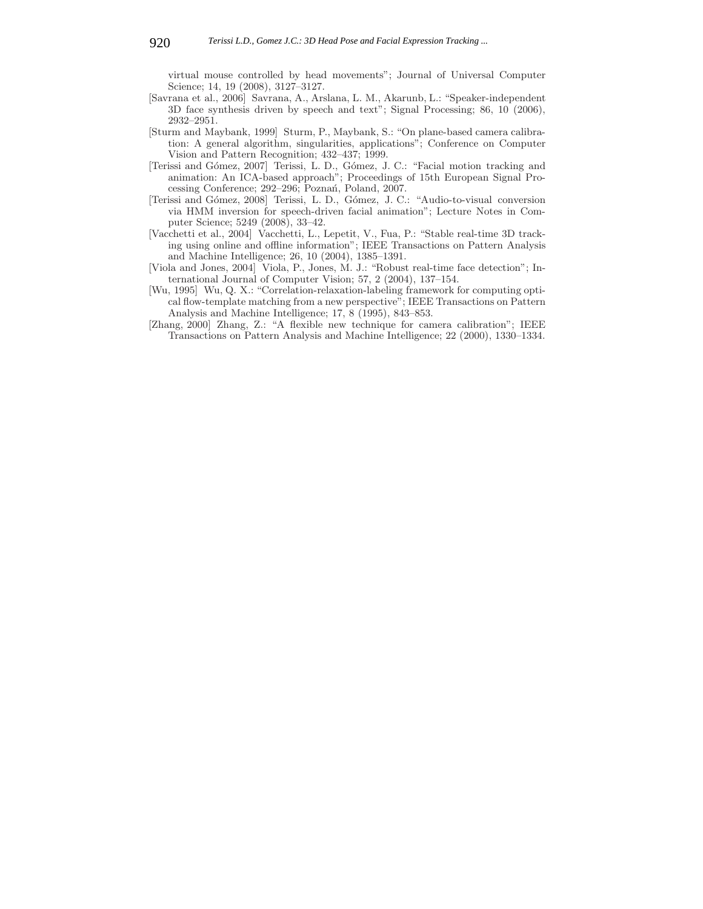virtual mouse controlled by head movements"; Journal of Universal Computer Science; 14, 19 (2008), 3127–3127.

[Savrana et al., 2006] Savrana, A., Arslana, L. M., Akarunb, L.: "Speaker-independent 3D face synthesis driven by speech and text"; Signal Processing; 86, 10 (2006), 2932–2951.

[Sturm and Maybank, 1999] Sturm, P., Maybank, S.: "On plane-based camera calibration: A general algorithm, singularities, applications"; Conference on Computer Vision and Pattern Recognition; 432–437; 1999.

[Terissi and Gómez, 2007] Terissi, L. D., Gómez, J. C.: "Facial motion tracking and animation: An ICA-based approach"; Proceedings of 15th European Signal Processing Conference; 292–296; Poznań, Poland, 2007.

[Terissi and Gómez, 2008] Terissi, L. D., Gómez, J. C.: "Audio-to-visual conversion via HMM inversion for speech-driven facial animation"; Lecture Notes in Computer Science; 5249 (2008), 33–42.

[Vacchetti et al., 2004] Vacchetti, L., Lepetit, V., Fua, P.: "Stable real-time 3D tracking using online and offline information"; IEEE Transactions on Pattern Analysis and Machine Intelligence; 26, 10 (2004), 1385–1391.

[Viola and Jones, 2004] Viola, P., Jones, M. J.: "Robust real-time face detection"; International Journal of Computer Vision; 57, 2 (2004), 137–154.

[Wu, 1995] Wu, Q. X.: "Correlation-relaxation-labeling framework for computing optical flow-template matching from a new perspective"; IEEE Transactions on Pattern Analysis and Machine Intelligence; 17, 8 (1995), 843–853.

[Zhang, 2000] Zhang, Z.: "A flexible new technique for camera calibration"; IEEE Transactions on Pattern Analysis and Machine Intelligence; 22 (2000), 1330–1334.